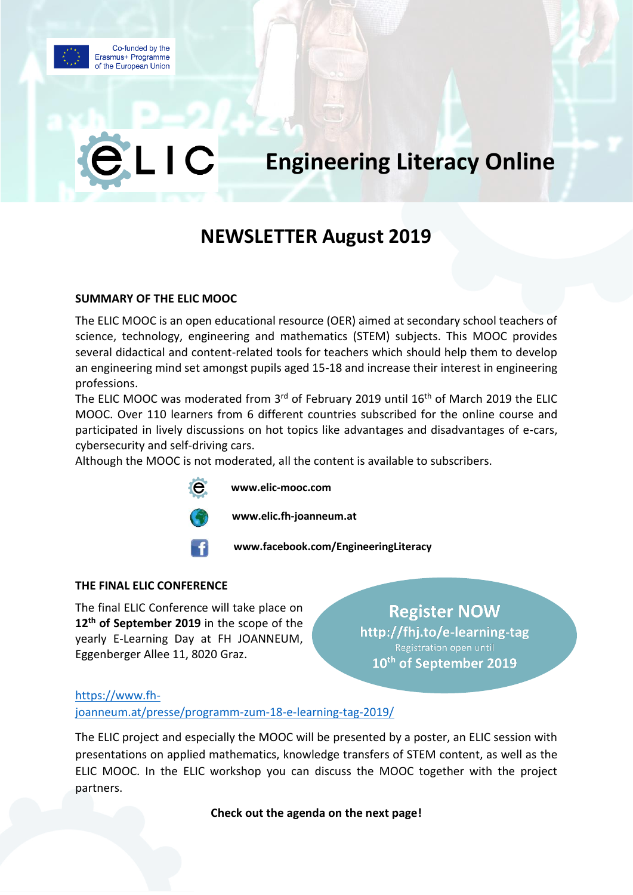Co-funded by the Erasmus+ Programme of the European Union

# ELIC – Engineering Literacy Online

## NEWSLETTER August 2019

### SUMMARY OF THE ELIC MOOC

The ELIC MOOC is an open educational resource (OER) aimed at secondary school teachers of science, technology, engineering and mathematics (STEM) subjects. This MOOC provides several didactical and content-related tools for teachers which should help them to develop an engineering mind set amongst pupils aged 15-18 and increase their interest in engineering professions.

The ELIC MOOC was moderated from 3rd of February 2019 until 16th of March 2019 the ELIC MOOC. Over 110 learners from 6 different countries subscribed for the online course and participated in lively discussions on hot topics like advantages and disadvantages of e-cars, cybersecurity and self-driving cars.

Although the MOOC is not moderated, all the content is available to subscribers.

- **www.elic-mooc.com**
- **www.elic.fh-joanneum.at**
- **www.facebook.com/EngineeringLiteracy**

### THE FINAL ELIC CONFERENCE

The final ELIC Conference will take place on **12th of September 2019** in the scope of the yearly E-Learning Day at FH JOANNEUM, Eggenberger Allee 11, 8020 Graz.

**Register NOW**
**http://fhj.to/e-learning-tag**
Registration open until
**10th of September 2019**

https://www.fh-joanneum.at/presse/programm-zum-18-e-learning-tag-2019/

The ELIC project and especially the MOOC will be presented by a poster, an ELIC session with presentations on applied mathematics, knowledge transfers of STEM content, as well as the ELIC MOOC. In the ELIC workshop you can discuss the MOOC together with the project partners.

**Check out the agenda on the next page!**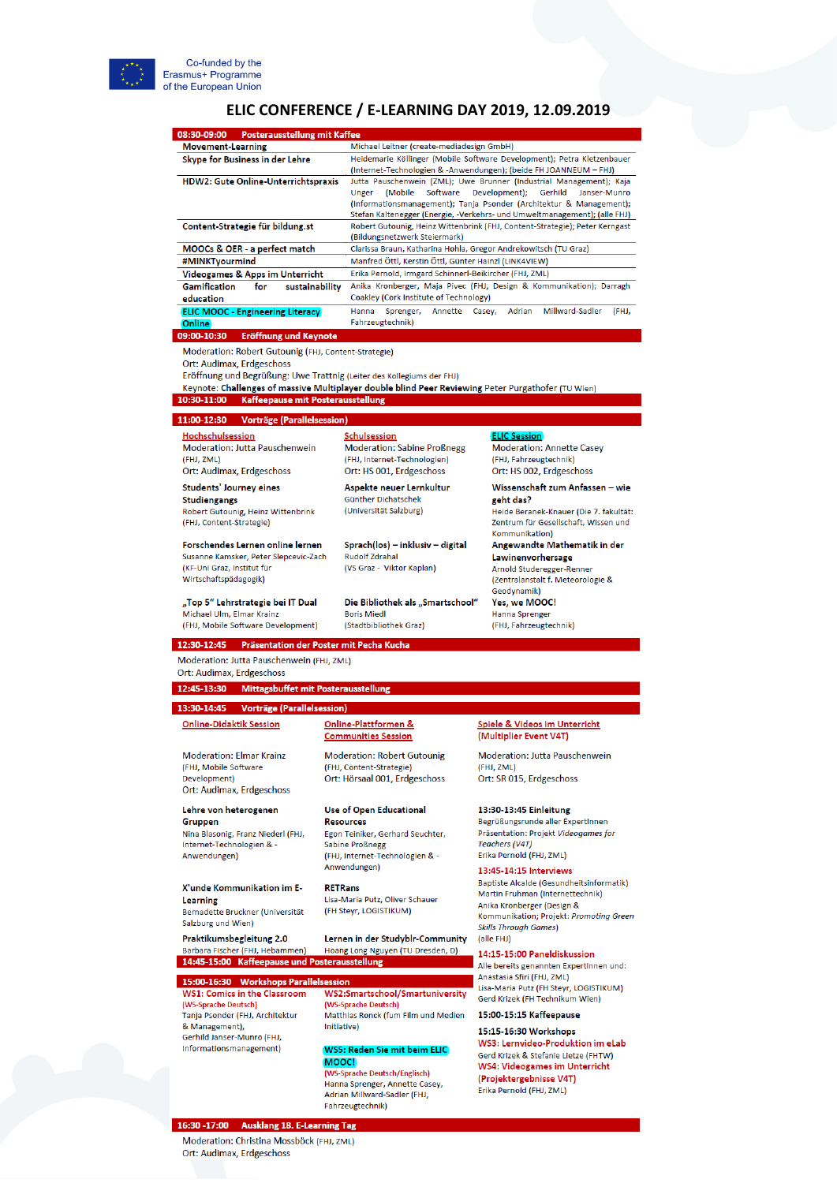Co-funded by the Erasmus+ Programme of the European Union

# ELIC CONFERENCE / E-LEARNING DAY 2019, 12.09.2019

## 08:30-09:00 Posterausstellung mit Kaffee

| | |
|---|---|
| Movement-Learning | Michael Leitner (create-mediadesign GmbH) |
| Skype for Business in der Lehre | Heidemarie Köllinger (Mobile Software Development); Petra Kletzenbauer (Internet-Technologien & -Anwendungen); (beide FH JOANNEUM – FHJ) |
| HDW2: Gute Online-Unterrichtspraxis | Jutta Pauschenwein (ZML); Uwe Brunner (Industrial Management); Kaja Unger (Mobile Software Development); Gerhild Janser-Munro (Informationsmanagement); Tanja Psonder (Architektur & Management); Stefan Kaltenegger (Energie-, Verkehrs- und Umweltmanagement); (alle FHJ) |
| Content-Strategie für bildung.st | Robert Gutounig, Heinz Wittenbrink (FHJ, Content-Strategie); Peter Kerngast (Bildungsnetzwerk Steiermark) |
| MOOCs & OER - a perfect match | Clarissa Braun, Katharina Hohla, Gregor Andrekowitsch (TU Graz) |
| #MINKTyourmind | Manfred Öttl, Kerstin Öttl, Günter Hainzl (LINK4VIEW) |
| Videogames & Apps im Unterricht | Erika Pernold, Irmgard Schinnerl-Beikircher (FHJ, ZML) |
| Gamification for sustainability education | Anika Kronberger, Maja Pivec (FHJ, Design & Kommunikation); Darragh Coakley (Cork Institute of Technology) |
| ELIC MOOC - Engineering Literacy Online | Hanna Sprenger, Annette Casey, Adrian Millward-Sadler (FHJ, Fahrzeugtechnik) |

## 09:00-10:30 Eröffnung und Keynote

Moderation: Robert Gutounig (FHJ, Content-Strategie)
Ort: Audimax, Erdgeschoss
Eröffnung und Begrüßung: Uwe Trattnig (Leiter des Kollegiums der FHJ)
Keynote: **Challenges of massive Multiplayer double blind Peer Reviewing** Peter Purgathofer (TU Wien)

## 10:30-11:00 Kaffeepause mit Posterausstellung

## 11:00-12:30 Vorträge (Parallelsession)

| Hochschulsession | Schulsession | ELIC Session |
|---|---|---|
| Moderation: Jutta Pauschenwein (FHJ, ZML)<br>Ort: Audimax, Erdgeschoss | Moderation: Sabine Proßnegg (FHJ, Internet-Technologien)<br>Ort: HS 001, Erdgeschoss | Moderation: Annette Casey (FHJ, Fahrzeugtechnik)<br>Ort: HS 002, Erdgeschoss |
| **Students' Journey eines Studiengangs**<br>Robert Gutounig, Heinz Wittenbrink (FHJ, Content-Strategie) | **Aspekte neuer Lernkultur**<br>Günther Dichatschek (Universität Salzburg) | **Wissenschaft zum Anfassen – wie geht das?**<br>Heide Beranek-Knauer (Die 7. fakultät: Zentrum für Gesellschaft, Wissen und Kommunikation) |
| **Forschendes Lernen online lernen**<br>Susanne Kamsker, Peter Slepcevic-Zach (KF-Uni Graz, Institut für Wirtschaftspädagogik) | **Sprach(los) – inklusiv – digital**<br>Rudolf Zdrahal (VS Graz - Viktor Kaplan) | **Angewandte Mathematik in der Lawinenvorhersage**<br>Arnold Studeregger-Renner (Zentralanstalt f. Meteorologie & Geodynamik) |
| **„Top 5" Lehrstrategie bei IT Dual**<br>Michael Ulm, Elmar Krainz (FHJ, Mobile Software Development) | **Die Bibliothek als „Smartschool"**<br>Boris Miedl (Stadtbibliothek Graz) | **Yes, we MOOC!**<br>Hanna Sprenger (FHJ, Fahrzeugtechnik) |

## 12:30-12:45 Präsentation der Poster mit Pecha Kucha

Moderation: Jutta Pauschenwein (FHJ, ZML)
Ort: Audimax, Erdgeschoss

## 12:45-13:30 Mittagsbuffet mit Posterausstellung

## 13:30-14:45 Vorträge (Parallelsession)

| Online-Didaktik Session | Online-Plattformen & Communities Session | Spiele & Videos im Unterricht (Multiplier Event V4T) |
|---|---|---|
| Moderation: Elmar Krainz (FHJ, Mobile Software Development)<br>Ort: Audimax, Erdgeschoss | Moderation: Robert Gutounig (FHJ, Content-Strategie)<br>Ort: Hörsaal 001, Erdgeschoss | Moderation: Jutta Pauschenwein (FHJ, ZML)<br>Ort: SR 015, Erdgeschoss |
| **Lehre von heterogenen Gruppen**<br>Nina Blasonig, Franz Niederl (FHJ, Internet-Technologien & -Anwendungen) | **Use of Open Educational Resources**<br>Egon Teiniker, Gerhard Seuchter, Sabine Proßnegg (FHJ, Internet-Technologien & -Anwendungen) | **13:30-13:45 Einleitung**<br>Begrüßungsrunde aller ExpertInnen<br>Präsentation: Projekt *Videogames for Teachers (V4T)*<br>Erika Pernold (FHJ, ZML) |
| **X'unde Kommunikation im E-Learning**<br>Bernadette Bruckner (Universität Salzburg und Wien) | **RETRans**<br>Lisa-Maria Putz, Oliver Schauer (FH Steyr, LOGISTIKUM) | **13:45-14:15 Interviews**<br>Baptiste Alcalde (Gesundheitsinformatik)<br>Martin Fruhman (Internettechnik)<br>Anika Kronberger (Design & Kommunikation; Projekt: *Promoting Green Skills Through Games*)<br>(alle FHJ) |
| **Praktikumsbegleitung 2.0**<br>Barbara Fischer (FHJ, Hebammen) | **Lernen in der Studyblr-Community**<br>Hoang Long Nguyen (TU Dresden, D) | **14:15-15:00 Paneldiskussion**<br>Alle bereits genannten ExpertInnen und:<br>Anastasia Sfiri (FHJ, ZML)<br>Lisa-Maria Putz (FH Steyr, LOGISTIKUM)<br>Gerd Krizek (FH Technikum Wien) |

## 14:45-15:00 Kaffeepause und Posterausstellung

**15:00-15:15 Kaffeepause** (Spiele & Videos im Unterricht)

## 15:00-16:30 Workshops Parallelsession

| | | |
|---|---|---|
| **WS1: Comics in the Classroom**<br>(WS-Sprache Deutsch)<br>Tanja Psonder (FHJ, Architektur & Management),<br>Gerhild Janser-Munro (FHJ, Informationsmanagement) | **WS2:Smartschool/Smartuniversity**<br>(WS-Sprache Deutsch)<br>Matthias Ronck (fum Film und Medien Initiative)<br><br>**WS5: Reden Sie mit beim ELIC MOOC!**<br>(WS-Sprache Deutsch/Englisch)<br>Hanna Sprenger, Annette Casey, Adrian Millward-Sadler (FHJ, Fahrzeugtechnik) | **15:15-16:30 Workshops**<br>**WS3: Lernvideo-Produktion im eLab**<br>Gerd Krizek & Stefanie Lietze (FHTW)<br>**WS4: Videogames im Unterricht (Projektergebnisse V4T)**<br>Erika Pernold (FHJ, ZML) |

## 16:30 -17:00 Ausklang 18. E-Learning Tag

Moderation: Christina Mossböck (FHJ, ZML)
Ort: Audimax, Erdgeschoss